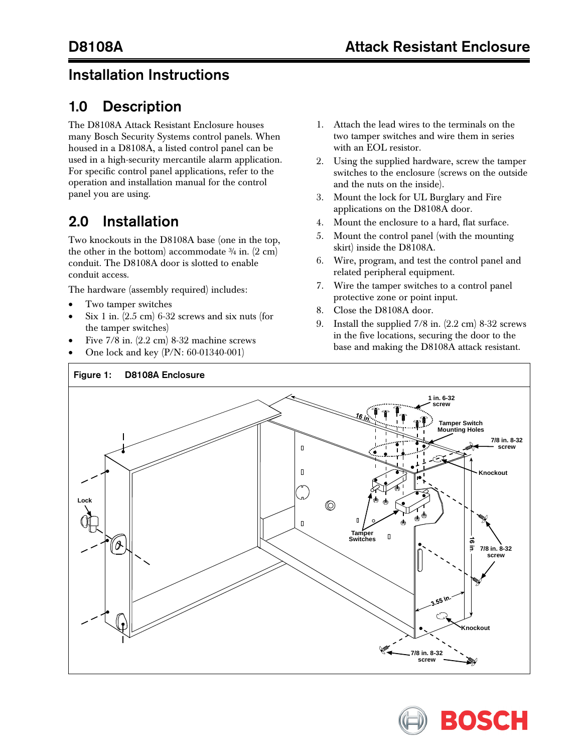# D8108A Attack Resistant Enclosure

## Installation Instructions

## 1.0 Description

The D8108A Attack Resistant Enclosure houses many Bosch Security Systems control panels. When housed in a D8108A, a listed control panel can be used in a high-security mercantile alarm application. For specific control panel applications, refer to the operation and installation manual for the control panel you are using.

## 2.0 Installation

Two knockouts in the D8108A base (one in the top, the other in the bottom) accommodate ¾ in. (2 cm) conduit. The D8108A door is slotted to enable conduit access.

The hardware (assembly required) includes:

- Two tamper switches
- Six 1 in. (2.5 cm) 6-32 screws and six nuts (for the tamper switches)
- Five 7/8 in. (2.2 cm) 8-32 machine screws
- One lock and key (P/N: 60-01340-001)

1. Attach the lead wires to the terminals on the two tamper switches and wire them in series with an EOL resistor.
2. Using the supplied hardware, screw the tamper switches to the enclosure (screws on the outside and the nuts on the inside).
3. Mount the lock for UL Burglary and Fire applications on the D8108A door.
4. Mount the enclosure to a hard, flat surface.
5. Mount the control panel (with the mounting skirt) inside the D8108A.
6. Wire, program, and test the control panel and related peripheral equipment.
7. Wire the tamper switches to a control panel protective zone or point input.
8. Close the D8108A door.
9. Install the supplied 7/8 in. (2.2 cm) 8-32 screws in the five locations, securing the door to the base and making the D8108A attack resistant.

**Figure 1: D8108A Enclosure**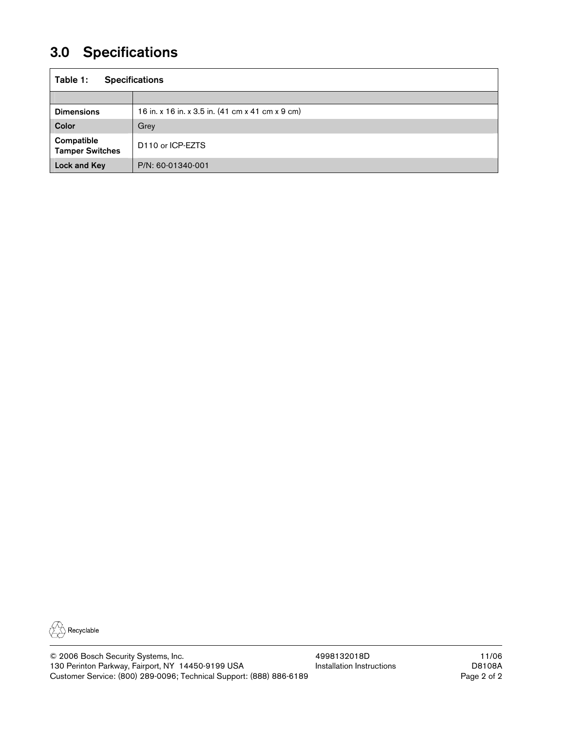## 3.0 Specifications

**Table 1: Specifications**

| | |
|---|---|
| **Dimensions** | 16 in. x 16 in. x 3.5 in. (41 cm x 41 cm x 9 cm) |
| **Color** | Grey |
| **Compatible Tamper Switches** | D110 or ICP-EZTS |
| **Lock and Key** | P/N: 60-01340-001 |

Recyclable

© 2006 Bosch Security Systems, Inc.
130 Perinton Parkway, Fairport, NY 14450-9199 USA
Customer Service: (800) 289-0096; Technical Support: (888) 886-6189

4998132018D
Installation Instructions

11/06
D8108A